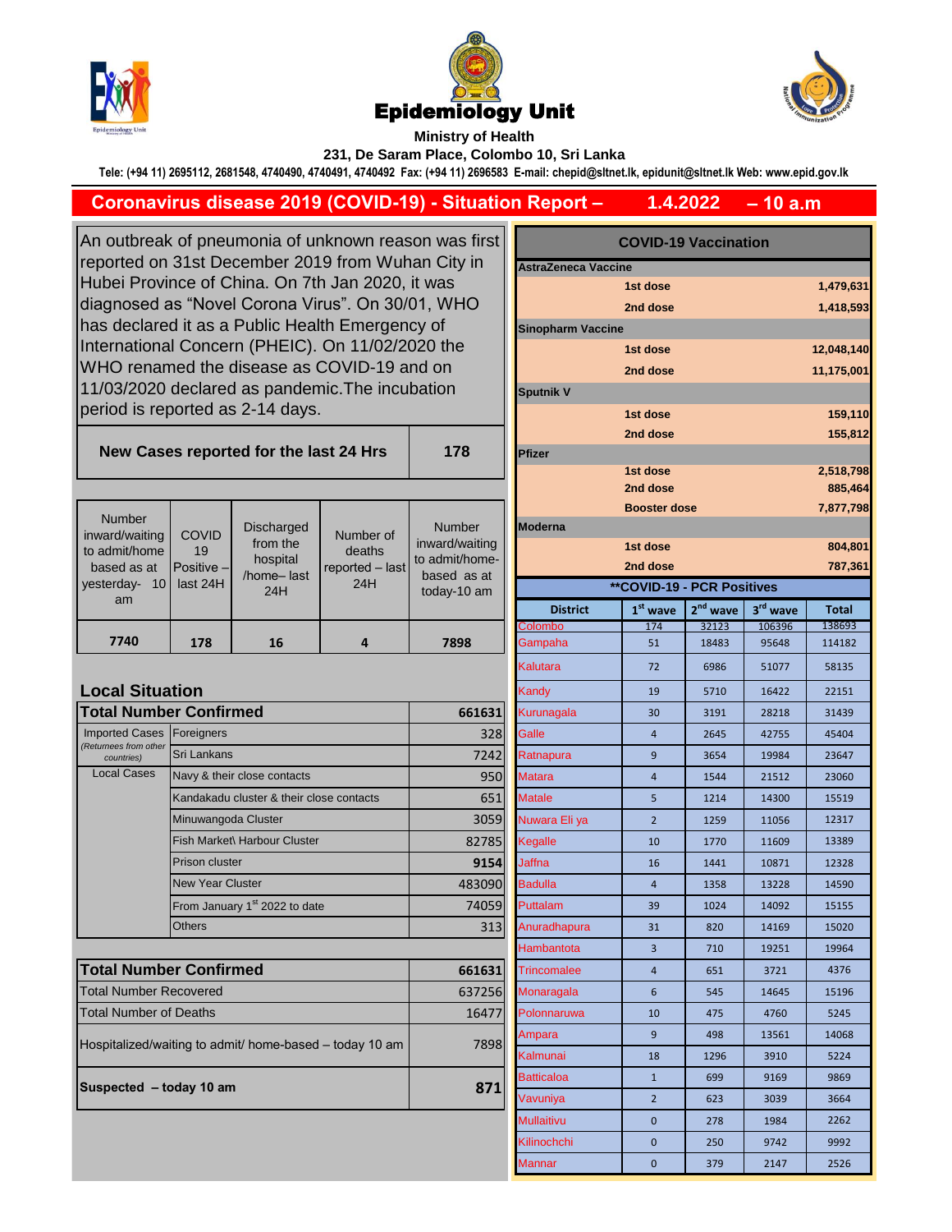# Epidemiology Unit

**Ministry of Health**

**231, De Saram Place, Colombo 10, Sri Lanka**

**Tele: (+94 11) 2695112, 2681548, 4740490, 4740491, 4740492 Fax: (+94 11) 2696583 E-mail: chepid@sltnet.lk, epidunit@sltnet.lk Web: www.epid.gov.lk**

## Coronavirus disease 2019 (COVID-19) - Situation Report – 1.4.2022 – 10 a.m

An outbreak of pneumonia of unknown reason was first reported on 31st December 2019 from Wuhan City in Hubei Province of China. On 7th Jan 2020, it was diagnosed as "Novel Corona Virus". On 30/01, WHO has declared it as a Public Health Emergency of International Concern (PHEIC). On 11/02/2020 the WHO renamed the disease as COVID-19 and on 11/03/2020 declared as pandemic.The incubation period is reported as 2-14 days.

| **New Cases reported for the last 24 Hrs** | **178** |
|---|---|

| Number inward/waiting to admit/home based as at yesterday- 10 am | COVID 19 Positive – last 24H | Discharged from the hospital /home– last 24H | Number of deaths reported – last 24H | Number inward/waiting to admit/home-based as at today-10 am |
|---|---|---|---|---|
| **7740** | **178** | **16** | **4** | **7898** |

### Local Situation

| **Total Number Confirmed** | | **661631** |
|---|---|---|
| Imported Cases *(Returnees from other countries)* | Foreigners | 328 |
| | Sri Lankans | 7242 |
| Local Cases | Navy & their close contacts | 950 |
| | Kandakadu cluster & their close contacts | 651 |
| | Minuwangoda Cluster | 3059 |
| | Fish Market\ Harbour Cluster | 82785 |
| | Prison cluster | **9154** |
| | New Year Cluster | 483090 |
| | From January 1st 2022 to date | 74059 |
| | Others | 313 |

| **Total Number Confirmed** | **661631** |
|---|---|
| Total Number Recovered | 637256 |
| Total Number of Deaths | 16477 |
| Hospitalized/waiting to admit/ home-based – today 10 am | 7898 |
| **Suspected – today 10 am** | **871** |

### COVID-19 Vaccination

| Vaccine | Dose | Number |
|---|---|---|
| **AstraZeneca Vaccine** | | |
| | 1st dose | 1,479,631 |
| | 2nd dose | 1,418,593 |
| **Sinopharm Vaccine** | | |
| | 1st dose | 12,048,140 |
| | 2nd dose | 11,175,001 |
| **Sputnik V** | | |
| | 1st dose | 159,110 |
| | 2nd dose | 155,812 |
| **Pfizer** | | |
| | 1st dose | 2,518,798 |
| | 2nd dose | 885,464 |
| | Booster dose | 7,877,798 |
| **Moderna** | | |
| | 1st dose | 804,801 |
| | 2nd dose | 787,361 |

### **COVID-19 - PCR Positives

| District | 1st wave | 2nd wave | 3rd wave | Total |
|---|---|---|---|---|
| Colombo | 174 | 32123 | 106396 | 138693 |
| Gampaha | 51 | 18483 | 95648 | 114182 |
| Kalutara | 72 | 6986 | 51077 | 58135 |
| Kandy | 19 | 5710 | 16422 | 22151 |
| Kurunagala | 30 | 3191 | 28218 | 31439 |
| Galle | 4 | 2645 | 42755 | 45404 |
| Ratnapura | 9 | 3654 | 19984 | 23647 |
| Matara | 4 | 1544 | 21512 | 23060 |
| Matale | 5 | 1214 | 14300 | 15519 |
| Nuwara Eli ya | 2 | 1259 | 11056 | 12317 |
| Kegalle | 10 | 1770 | 11609 | 13389 |
| Jaffna | 16 | 1441 | 10871 | 12328 |
| Badulla | 4 | 1358 | 13228 | 14590 |
| Puttalam | 39 | 1024 | 14092 | 15155 |
| Anuradhapura | 31 | 820 | 14169 | 15020 |
| Hambantota | 3 | 710 | 19251 | 19964 |
| Trincomalee | 4 | 651 | 3721 | 4376 |
| Monaragala | 6 | 545 | 14645 | 15196 |
| Polonnaruwa | 10 | 475 | 4760 | 5245 |
| Ampara | 9 | 498 | 13561 | 14068 |
| Kalmunai | 18 | 1296 | 3910 | 5224 |
| Batticaloa | 1 | 699 | 9169 | 9869 |
| Vavuniya | 2 | 623 | 3039 | 3664 |
| Mullaitivu | 0 | 278 | 1984 | 2262 |
| Kilinochchi | 0 | 250 | 9742 | 9992 |
| Mannar | 0 | 379 | 2147 | 2526 |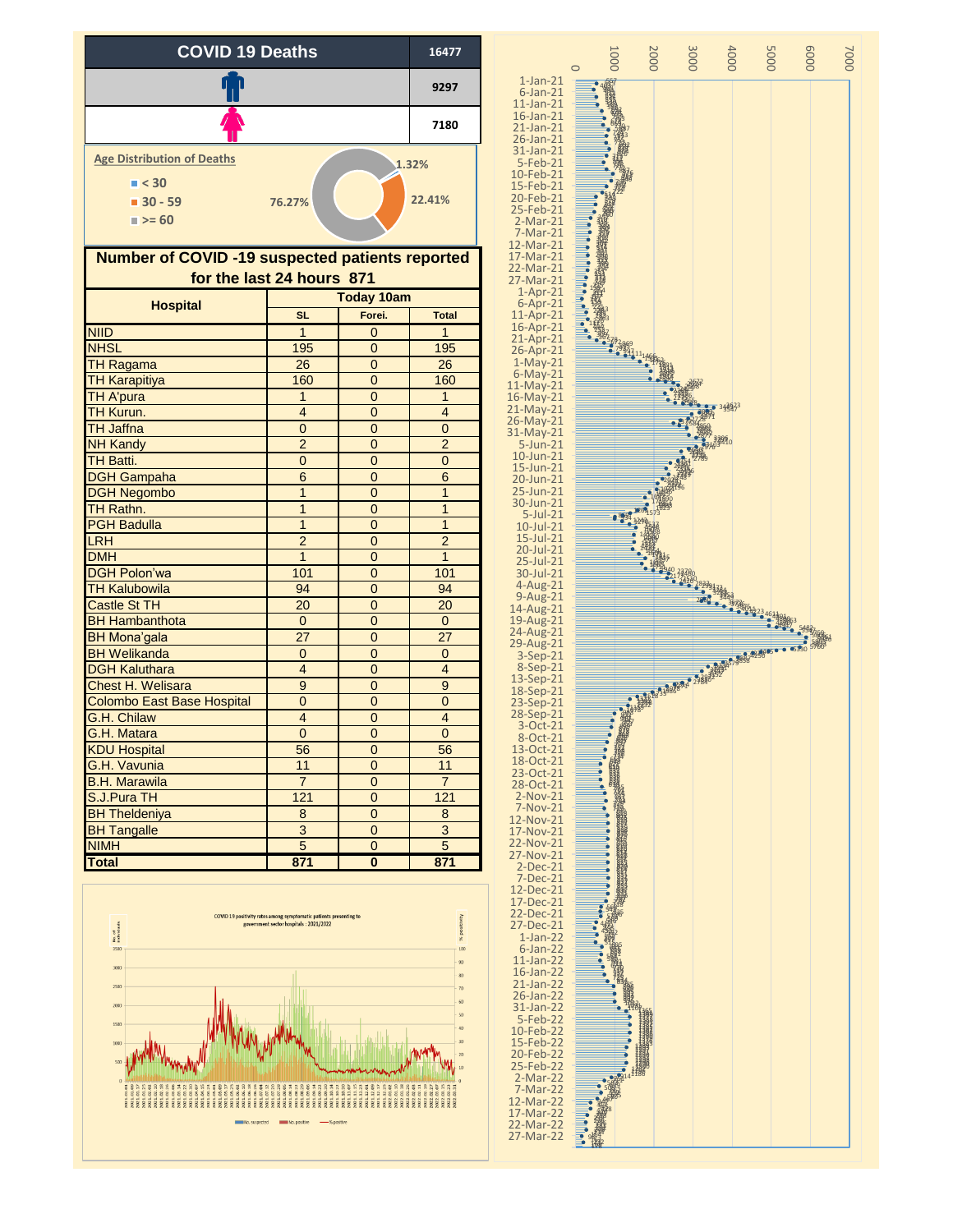| COVID 19 Deaths | 16477 |
|---|---|
| Male | 9297 |
| Female | 7180 |

**Age Distribution of Deaths**

- < 30
- 30 - 59
- >= 60

1.32%
22.41%
76.27%

## Number of COVID -19 suspected patients reported for the last 24 hours 871

| Hospital | Today 10am | | |
|---|---|---|---|
| | SL | Forei. | Total |
| NIID | 1 | 0 | 1 |
| NHSL | 195 | 0 | 195 |
| TH Ragama | 26 | 0 | 26 |
| TH Karapitiya | 160 | 0 | 160 |
| TH A'pura | 1 | 0 | 1 |
| TH Kurun. | 4 | 0 | 4 |
| TH Jaffna | 0 | 0 | 0 |
| NH Kandy | 2 | 0 | 2 |
| TH Batti. | 0 | 0 | 0 |
| DGH Gampaha | 6 | 0 | 6 |
| DGH Negombo | 1 | 0 | 1 |
| TH Rathn. | 1 | 0 | 1 |
| PGH Badulla | 1 | 0 | 1 |
| LRH | 2 | 0 | 2 |
| DMH | 1 | 0 | 1 |
| DGH Polon'wa | 101 | 0 | 101 |
| TH Kalubowila | 94 | 0 | 94 |
| Castle St TH | 20 | 0 | 20 |
| BH Hambanthota | 0 | 0 | 0 |
| BH Mona'gala | 27 | 0 | 27 |
| BH Welikanda | 0 | 0 | 0 |
| DGH Kaluthara | 4 | 0 | 4 |
| Chest H. Welisara | 9 | 0 | 9 |
| Colombo East Base Hospital | 0 | 0 | 0 |
| G.H. Chilaw | 4 | 0 | 4 |
| G.H. Matara | 0 | 0 | 0 |
| KDU Hospital | 56 | 0 | 56 |
| G.H. Vavunia | 11 | 0 | 11 |
| B.H. Marawila | 7 | 0 | 7 |
| S.J.Pura TH | 121 | 0 | 121 |
| BH Theldeniya | 8 | 0 | 8 |
| BH Tangalle | 3 | 0 | 3 |
| NIMH | 5 | 0 | 5 |
| **Total** | **871** | **0** | **871** |

COVID 19 positivity rates among symptomatic patients presenting to government sector hospitals : 2021/2022

No. suspected
No. positive
% positive